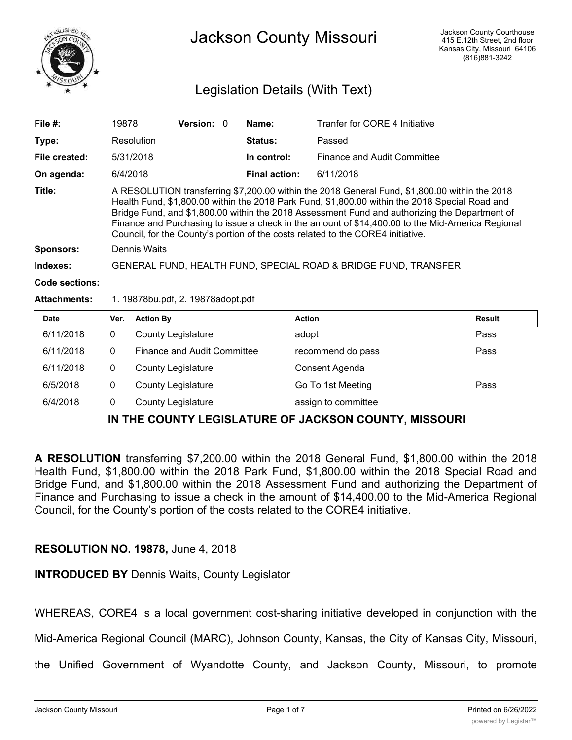# Jackson County Missouri

Jackson County Courthouse
415 E.12th Street, 2nd floor
Kansas City, Missouri 64106
(816)881-3242

## Legislation Details (With Text)

| | | | | | |
|---|---|---|---|---|---|
| **File #:** | 19878 | **Version:** 0 | **Name:** | Tranfer for CORE 4 Initiative | |
| **Type:** | Resolution | | **Status:** | Passed | |
| **File created:** | 5/31/2018 | | **In control:** | Finance and Audit Committee | |
| **On agenda:** | 6/4/2018 | | **Final action:** | 6/11/2018 | |

**Title:** A RESOLUTION transferring $7,200.00 within the 2018 General Fund, $1,800.00 within the 2018 Health Fund, $1,800.00 within the 2018 Park Fund, $1,800.00 within the 2018 Special Road and Bridge Fund, and $1,800.00 within the 2018 Assessment Fund and authorizing the Department of Finance and Purchasing to issue a check in the amount of $14,400.00 to the Mid-America Regional Council, for the County's portion of the costs related to the CORE4 initiative.

**Sponsors:** Dennis Waits

**Indexes:** GENERAL FUND, HEALTH FUND, SPECIAL ROAD & BRIDGE FUND, TRANSFER

**Code sections:**

**Attachments:** 1. 19878bu.pdf, 2. 19878adopt.pdf

| Date | Ver. | Action By | Action | Result |
|---|---|---|---|---|
| 6/11/2018 | 0 | County Legislature | adopt | Pass |
| 6/11/2018 | 0 | Finance and Audit Committee | recommend do pass | Pass |
| 6/11/2018 | 0 | County Legislature | Consent Agenda | |
| 6/5/2018 | 0 | County Legislature | Go To 1st Meeting | Pass |
| 6/4/2018 | 0 | County Legislature | assign to committee | |

**IN THE COUNTY LEGISLATURE OF JACKSON COUNTY, MISSOURI**

**A RESOLUTION** transferring $7,200.00 within the 2018 General Fund, $1,800.00 within the 2018 Health Fund, $1,800.00 within the 2018 Park Fund, $1,800.00 within the 2018 Special Road and Bridge Fund, and $1,800.00 within the 2018 Assessment Fund and authorizing the Department of Finance and Purchasing to issue a check in the amount of $14,400.00 to the Mid-America Regional Council, for the County's portion of the costs related to the CORE4 initiative.

**RESOLUTION NO. 19878,** June 4, 2018

**INTRODUCED BY** Dennis Waits, County Legislator

WHEREAS, CORE4 is a local government cost-sharing initiative developed in conjunction with the Mid-America Regional Council (MARC), Johnson County, Kansas, the City of Kansas City, Missouri, the Unified Government of Wyandotte County, and Jackson County, Missouri, to promote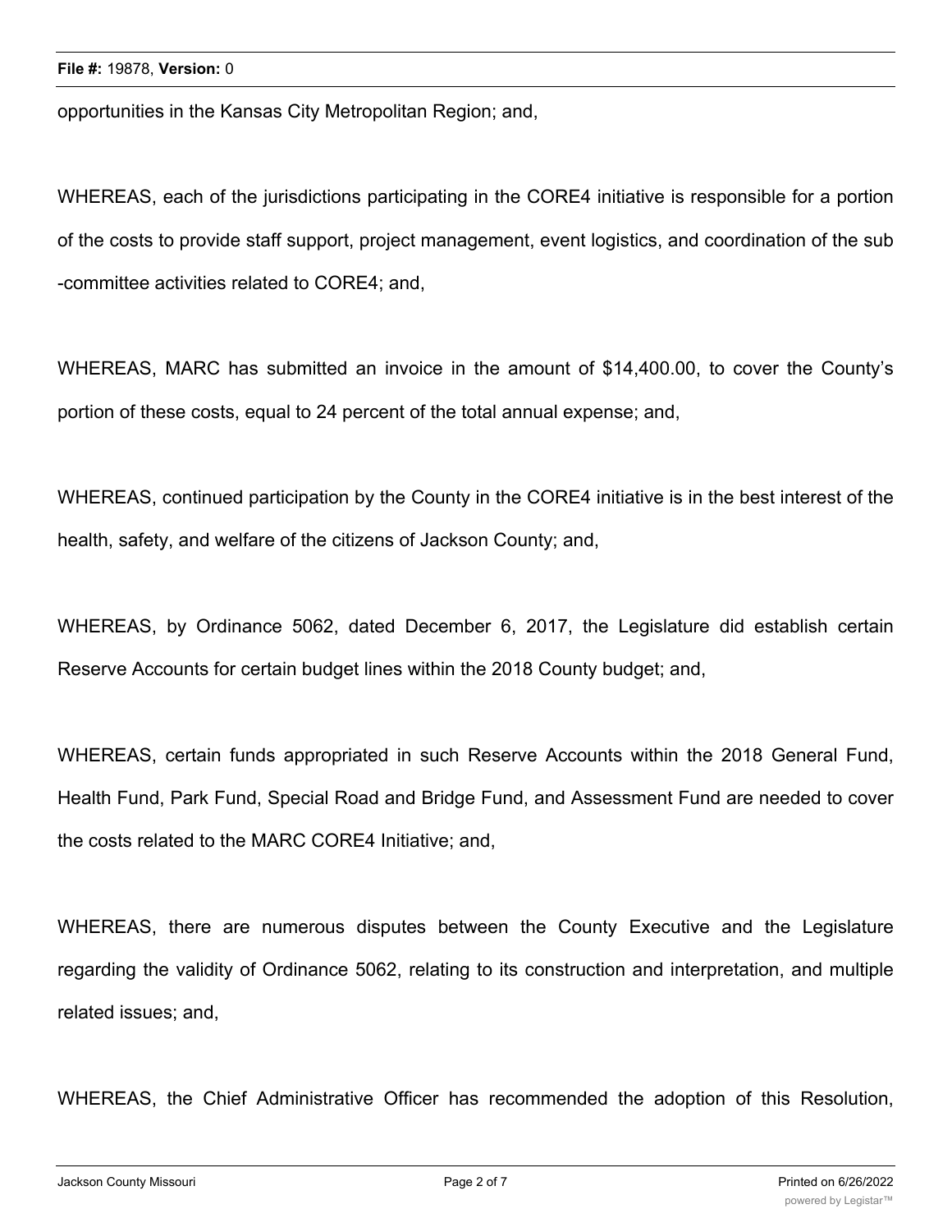opportunities in the Kansas City Metropolitan Region; and,

WHEREAS, each of the jurisdictions participating in the CORE4 initiative is responsible for a portion of the costs to provide staff support, project management, event logistics, and coordination of the sub -committee activities related to CORE4; and,

WHEREAS, MARC has submitted an invoice in the amount of $14,400.00, to cover the County's portion of these costs, equal to 24 percent of the total annual expense; and,

WHEREAS, continued participation by the County in the CORE4 initiative is in the best interest of the health, safety, and welfare of the citizens of Jackson County; and,

WHEREAS, by Ordinance 5062, dated December 6, 2017, the Legislature did establish certain Reserve Accounts for certain budget lines within the 2018 County budget; and,

WHEREAS, certain funds appropriated in such Reserve Accounts within the 2018 General Fund, Health Fund, Park Fund, Special Road and Bridge Fund, and Assessment Fund are needed to cover the costs related to the MARC CORE4 Initiative; and,

WHEREAS, there are numerous disputes between the County Executive and the Legislature regarding the validity of Ordinance 5062, relating to its construction and interpretation, and multiple related issues; and,

WHEREAS, the Chief Administrative Officer has recommended the adoption of this Resolution,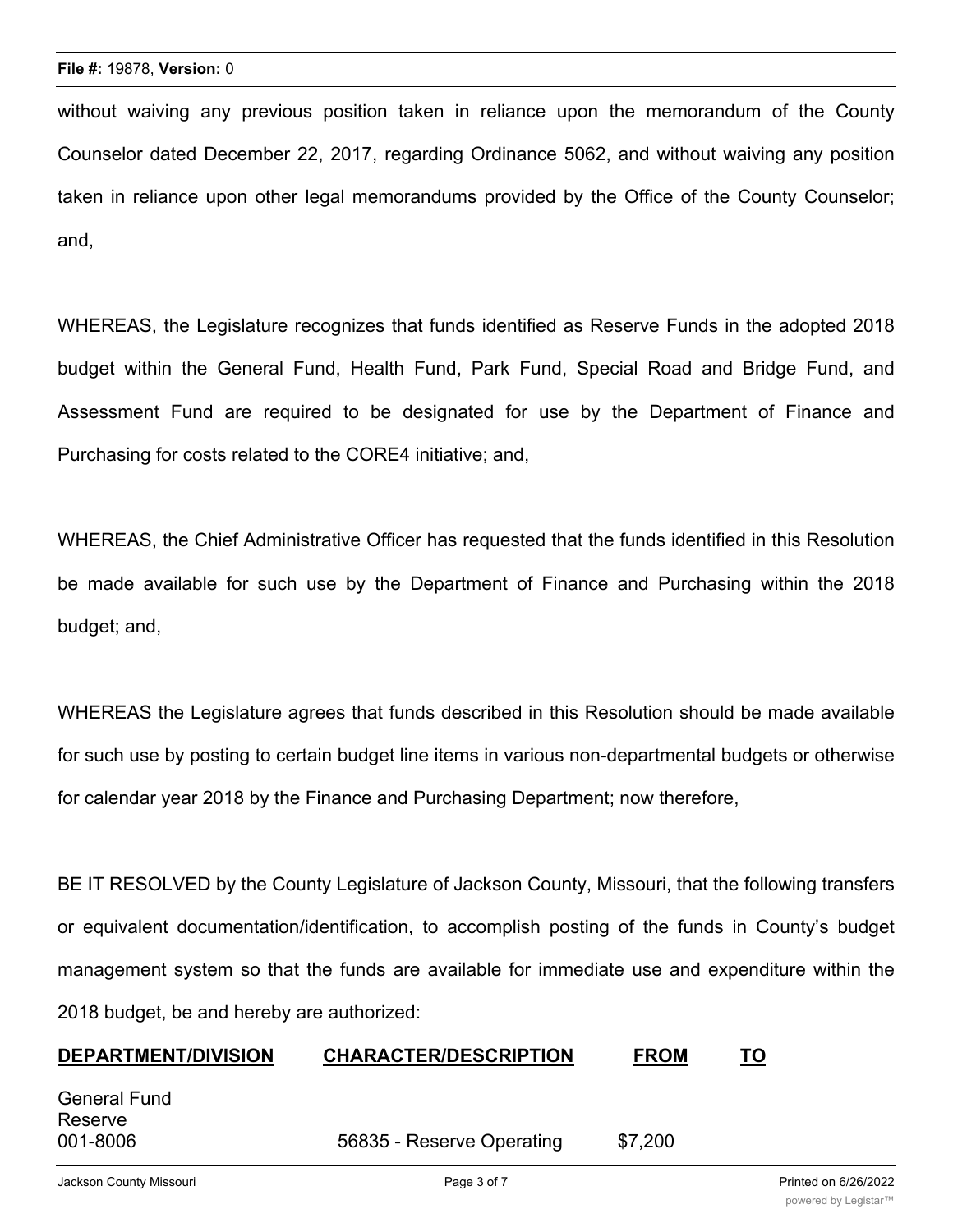without waiving any previous position taken in reliance upon the memorandum of the County Counselor dated December 22, 2017, regarding Ordinance 5062, and without waiving any position taken in reliance upon other legal memorandums provided by the Office of the County Counselor; and,

WHEREAS, the Legislature recognizes that funds identified as Reserve Funds in the adopted 2018 budget within the General Fund, Health Fund, Park Fund, Special Road and Bridge Fund, and Assessment Fund are required to be designated for use by the Department of Finance and Purchasing for costs related to the CORE4 initiative; and,

WHEREAS, the Chief Administrative Officer has requested that the funds identified in this Resolution be made available for such use by the Department of Finance and Purchasing within the 2018 budget; and,

WHEREAS the Legislature agrees that funds described in this Resolution should be made available for such use by posting to certain budget line items in various non-departmental budgets or otherwise for calendar year 2018 by the Finance and Purchasing Department; now therefore,

BE IT RESOLVED by the County Legislature of Jackson County, Missouri, that the following transfers or equivalent documentation/identification, to accomplish posting of the funds in County's budget management system so that the funds are available for immediate use and expenditure within the 2018 budget, be and hereby are authorized:

| DEPARTMENT/DIVISION | CHARACTER/DESCRIPTION | FROM | TO |
|---|---|---|---|
| General Fund<br>Reserve<br>001-8006 | 56835 - Reserve Operating | $7,200 | |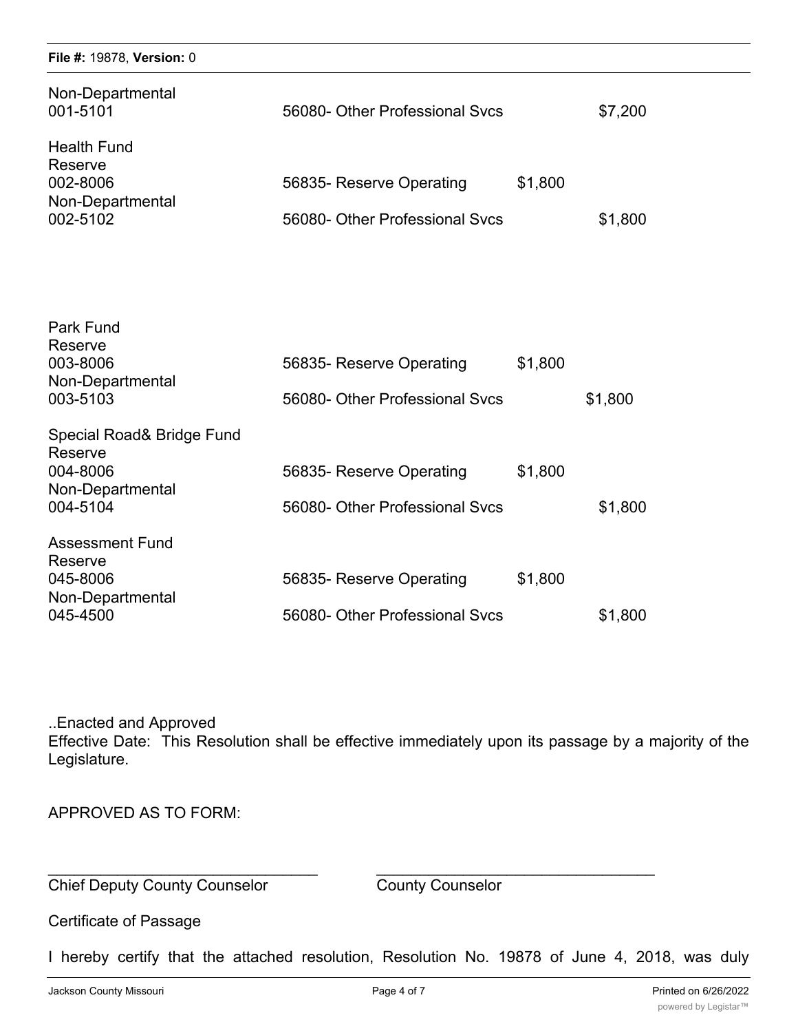| | | | |
|---|---|---|---|
| Non-Departmental<br>001-5101 | 56080- Other Professional Svcs | | $7,200 |
| Health Fund<br>Reserve<br>002-8006 | 56835- Reserve Operating | $1,800 | |
| Non-Departmental<br>002-5102 | 56080- Other Professional Svcs | | $1,800 |
| Park Fund<br>Reserve<br>003-8006 | 56835- Reserve Operating | $1,800 | |
| Non-Departmental<br>003-5103 | 56080- Other Professional Svcs | | $1,800 |
| Special Road& Bridge Fund<br>Reserve<br>004-8006 | 56835- Reserve Operating | $1,800 | |
| Non-Departmental<br>004-5104 | 56080- Other Professional Svcs | | $1,800 |
| Assessment Fund<br>Reserve<br>045-8006 | 56835- Reserve Operating | $1,800 | |
| Non-Departmental<br>045-4500 | 56080- Other Professional Svcs | | $1,800 |

..Enacted and Approved

Effective Date: This Resolution shall be effective immediately upon its passage by a majority of the Legislature.

APPROVED AS TO FORM:

_______________________________ _______________________________

Chief Deputy County Counselor County Counselor

Certificate of Passage

I hereby certify that the attached resolution, Resolution No. 19878 of June 4, 2018, was duly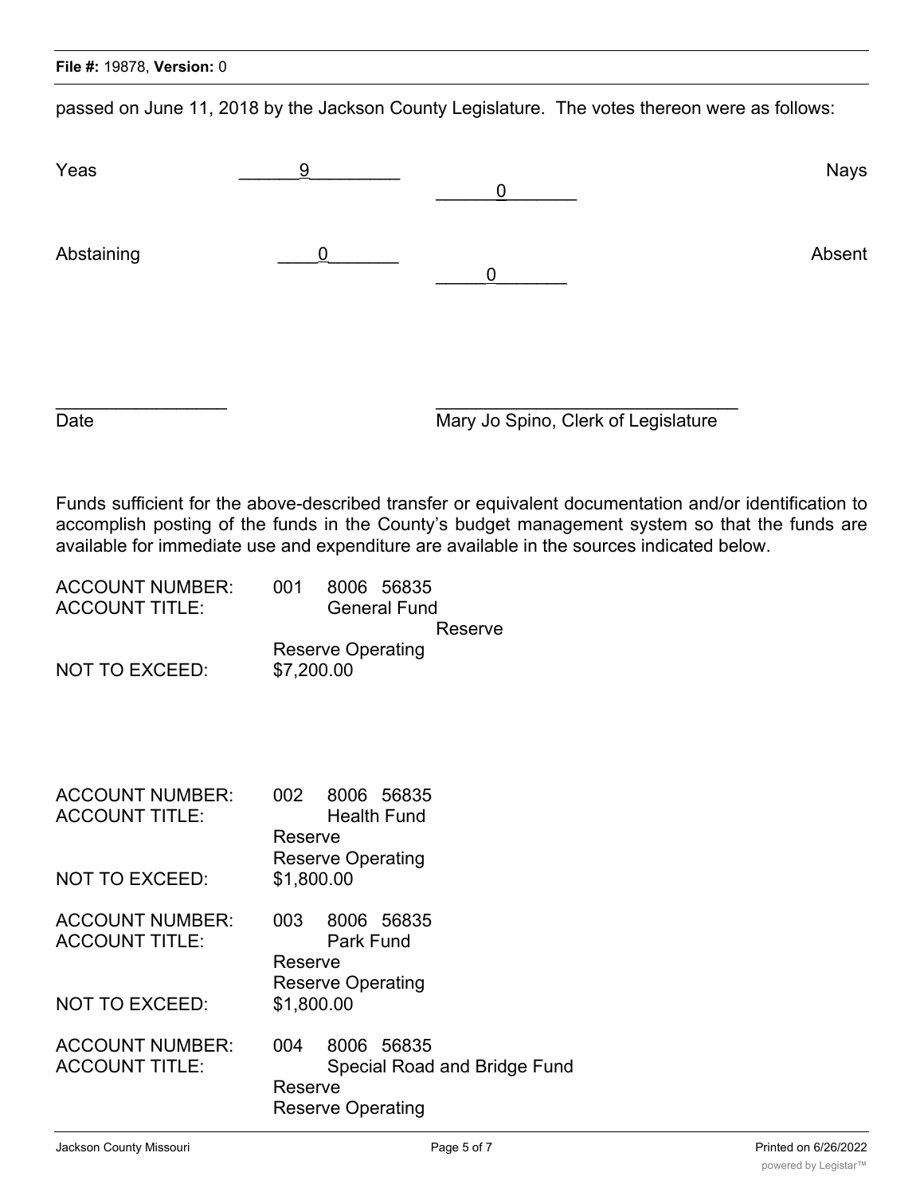passed on June 11, 2018 by the Jackson County Legislature. The votes thereon were as follows:

Yeas ______9________ Nays ______0_______

Abstaining ____0_______ Absent _____0_______

_________________ _______________________________
Date Mary Jo Spino, Clerk of Legislature

Funds sufficient for the above-described transfer or equivalent documentation and/or identification to accomplish posting of the funds in the County's budget management system so that the funds are available for immediate use and expenditure are available in the sources indicated below.

ACCOUNT NUMBER: 001 8006 56835
ACCOUNT TITLE: General Fund
Reserve
Reserve Operating
NOT TO EXCEED: $7,200.00

ACCOUNT NUMBER: 002 8006 56835
ACCOUNT TITLE: Health Fund
Reserve
Reserve Operating
NOT TO EXCEED: $1,800.00

ACCOUNT NUMBER: 003 8006 56835
ACCOUNT TITLE: Park Fund
Reserve
Reserve Operating
NOT TO EXCEED: $1,800.00

ACCOUNT NUMBER: 004 8006 56835
ACCOUNT TITLE: Special Road and Bridge Fund
Reserve
Reserve Operating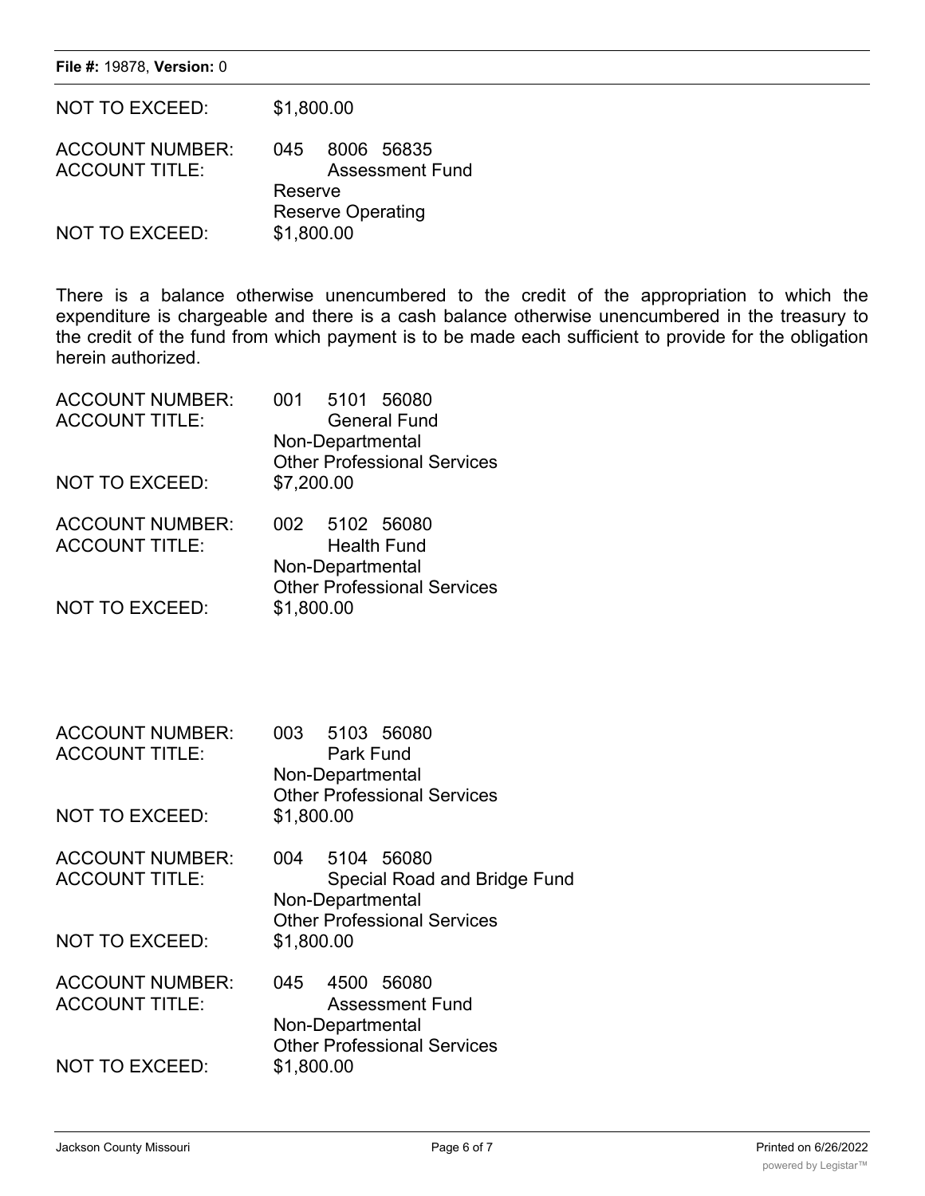NOT TO EXCEED: $1,800.00

ACCOUNT NUMBER: 045 8006 56835
ACCOUNT TITLE: Assessment Fund
Reserve
Reserve Operating
NOT TO EXCEED: $1,800.00

There is a balance otherwise unencumbered to the credit of the appropriation to which the expenditure is chargeable and there is a cash balance otherwise unencumbered in the treasury to the credit of the fund from which payment is to be made each sufficient to provide for the obligation herein authorized.

ACCOUNT NUMBER: 001 5101 56080
ACCOUNT TITLE: General Fund
Non-Departmental
Other Professional Services
NOT TO EXCEED: $7,200.00

ACCOUNT NUMBER: 002 5102 56080
ACCOUNT TITLE: Health Fund
Non-Departmental
Other Professional Services
NOT TO EXCEED: $1,800.00

ACCOUNT NUMBER: 003 5103 56080
ACCOUNT TITLE: Park Fund
Non-Departmental
Other Professional Services
NOT TO EXCEED: $1,800.00

ACCOUNT NUMBER: 004 5104 56080
ACCOUNT TITLE: Special Road and Bridge Fund
Non-Departmental
Other Professional Services
NOT TO EXCEED: $1,800.00

ACCOUNT NUMBER: 045 4500 56080
ACCOUNT TITLE: Assessment Fund
Non-Departmental
Other Professional Services
NOT TO EXCEED: $1,800.00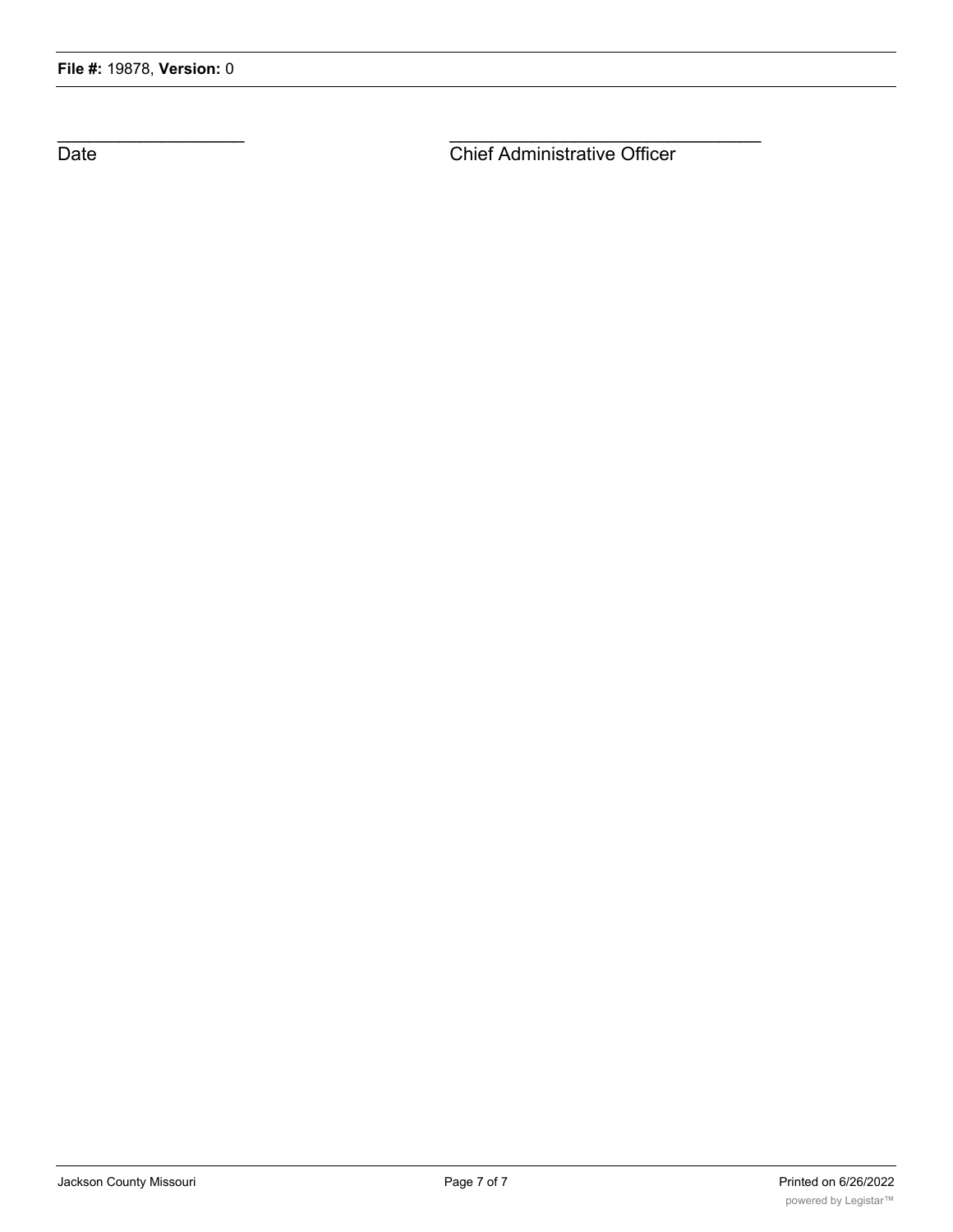___________________ ______________________________

Date Chief Administrative Officer